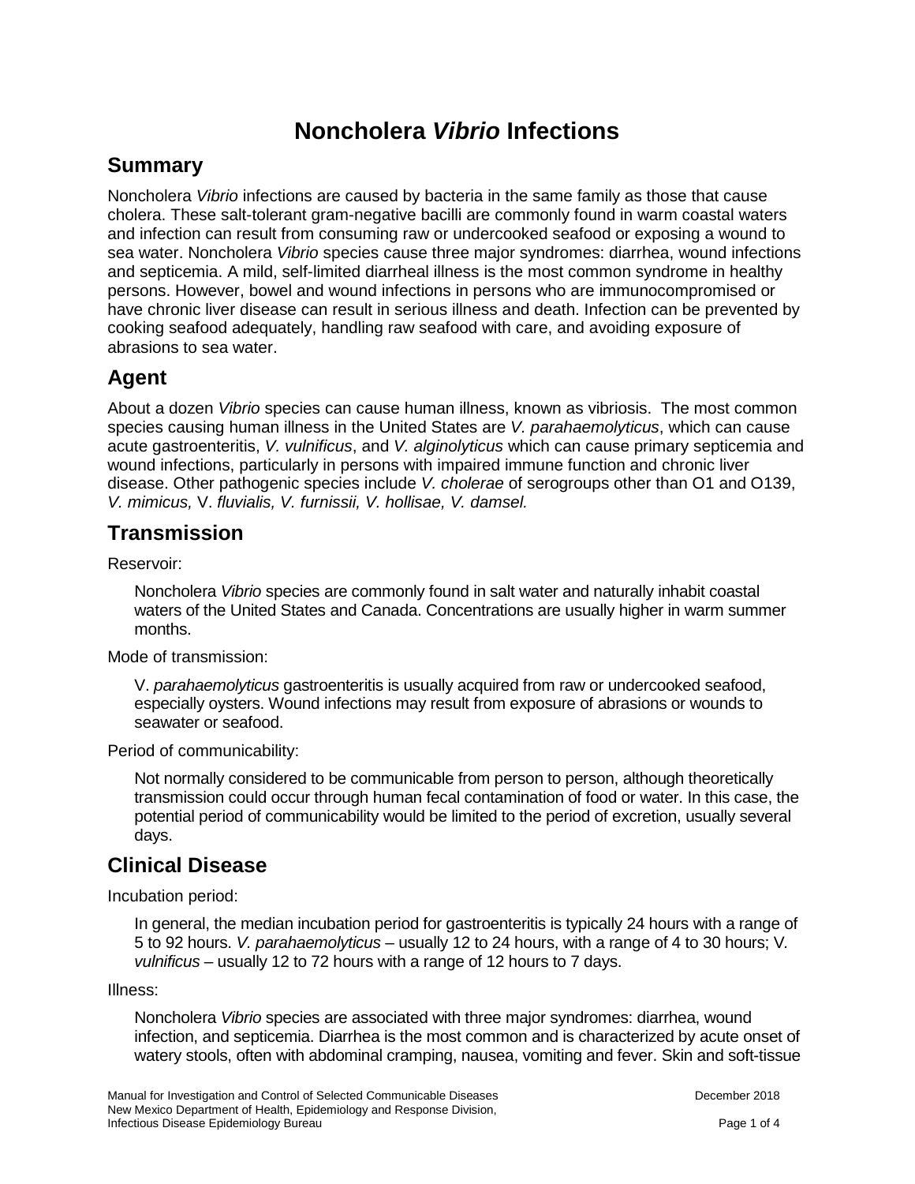# Noncholera *Vibrio* Infections

## Summary

Noncholera *Vibrio* infections are caused by bacteria in the same family as those that cause cholera. These salt-tolerant gram-negative bacilli are commonly found in warm coastal waters and infection can result from consuming raw or undercooked seafood or exposing a wound to sea water. Noncholera *Vibrio* species cause three major syndromes: diarrhea, wound infections and septicemia. A mild, self-limited diarrheal illness is the most common syndrome in healthy persons. However, bowel and wound infections in persons who are immunocompromised or have chronic liver disease can result in serious illness and death. Infection can be prevented by cooking seafood adequately, handling raw seafood with care, and avoiding exposure of abrasions to sea water.

## Agent

About a dozen *Vibrio* species can cause human illness, known as vibriosis. The most common species causing human illness in the United States are *V. parahaemolyticus*, which can cause acute gastroenteritis, *V. vulnificus*, and *V. alginolyticus* which can cause primary septicemia and wound infections, particularly in persons with impaired immune function and chronic liver disease. Other pathogenic species include *V. cholerae* of serogroups other than O1 and O139, *V. mimicus,* V. *fluvialis, V. furnissii, V. hollisae, V. damsel.*

## Transmission

Reservoir:

Noncholera *Vibrio* species are commonly found in salt water and naturally inhabit coastal waters of the United States and Canada. Concentrations are usually higher in warm summer months.

Mode of transmission:

V. *parahaemolyticus* gastroenteritis is usually acquired from raw or undercooked seafood, especially oysters. Wound infections may result from exposure of abrasions or wounds to seawater or seafood.

Period of communicability:

Not normally considered to be communicable from person to person, although theoretically transmission could occur through human fecal contamination of food or water. In this case, the potential period of communicability would be limited to the period of excretion, usually several days.

## Clinical Disease

Incubation period:

In general, the median incubation period for gastroenteritis is typically 24 hours with a range of 5 to 92 hours. *V. parahaemolyticus* – usually 12 to 24 hours, with a range of 4 to 30 hours; V*. vulnificus* – usually 12 to 72 hours with a range of 12 hours to 7 days.

Illness:

Noncholera *Vibrio* species are associated with three major syndromes: diarrhea, wound infection, and septicemia. Diarrhea is the most common and is characterized by acute onset of watery stools, often with abdominal cramping, nausea, vomiting and fever. Skin and soft-tissue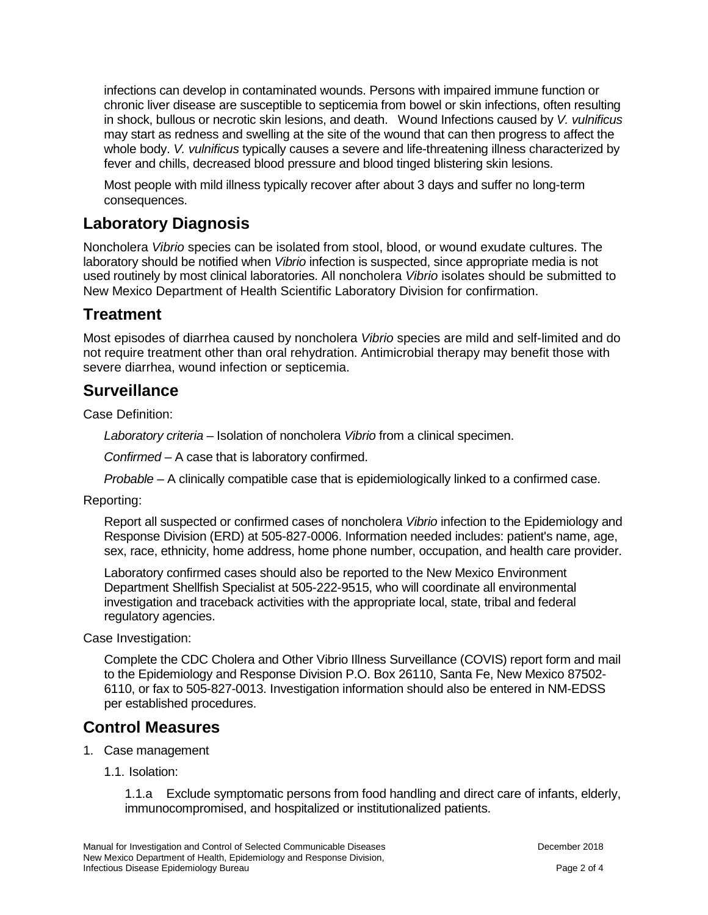infections can develop in contaminated wounds. Persons with impaired immune function or chronic liver disease are susceptible to septicemia from bowel or skin infections, often resulting in shock, bullous or necrotic skin lesions, and death. Wound Infections caused by *V. vulnificus* may start as redness and swelling at the site of the wound that can then progress to affect the whole body. *V. vulnificus* typically causes a severe and life-threatening illness characterized by fever and chills, decreased blood pressure and blood tinged blistering skin lesions.

Most people with mild illness typically recover after about 3 days and suffer no long-term consequences.

## Laboratory Diagnosis

Noncholera *Vibrio* species can be isolated from stool, blood, or wound exudate cultures. The laboratory should be notified when *Vibrio* infection is suspected, since appropriate media is not used routinely by most clinical laboratories. All noncholera *Vibrio* isolates should be submitted to New Mexico Department of Health Scientific Laboratory Division for confirmation.

## Treatment

Most episodes of diarrhea caused by noncholera *Vibrio* species are mild and self-limited and do not require treatment other than oral rehydration. Antimicrobial therapy may benefit those with severe diarrhea, wound infection or septicemia.

## Surveillance

Case Definition:

*Laboratory criteria* – Isolation of noncholera *Vibrio* from a clinical specimen.

*Confirmed* – A case that is laboratory confirmed.

*Probable* – A clinically compatible case that is epidemiologically linked to a confirmed case.

Reporting:

Report all suspected or confirmed cases of noncholera *Vibrio* infection to the Epidemiology and Response Division (ERD) at 505-827-0006. Information needed includes: patient's name, age, sex, race, ethnicity, home address, home phone number, occupation, and health care provider.

Laboratory confirmed cases should also be reported to the New Mexico Environment Department Shellfish Specialist at 505-222-9515, who will coordinate all environmental investigation and traceback activities with the appropriate local, state, tribal and federal regulatory agencies.

Case Investigation:

Complete the CDC Cholera and Other Vibrio Illness Surveillance (COVIS) report form and mail to the Epidemiology and Response Division P.O. Box 26110, Santa Fe, New Mexico 87502-6110, or fax to 505-827-0013. Investigation information should also be entered in NM-EDSS per established procedures.

## Control Measures

1. Case management

   1.1. Isolation:

      1.1.a Exclude symptomatic persons from food handling and direct care of infants, elderly, immunocompromised, and hospitalized or institutionalized patients.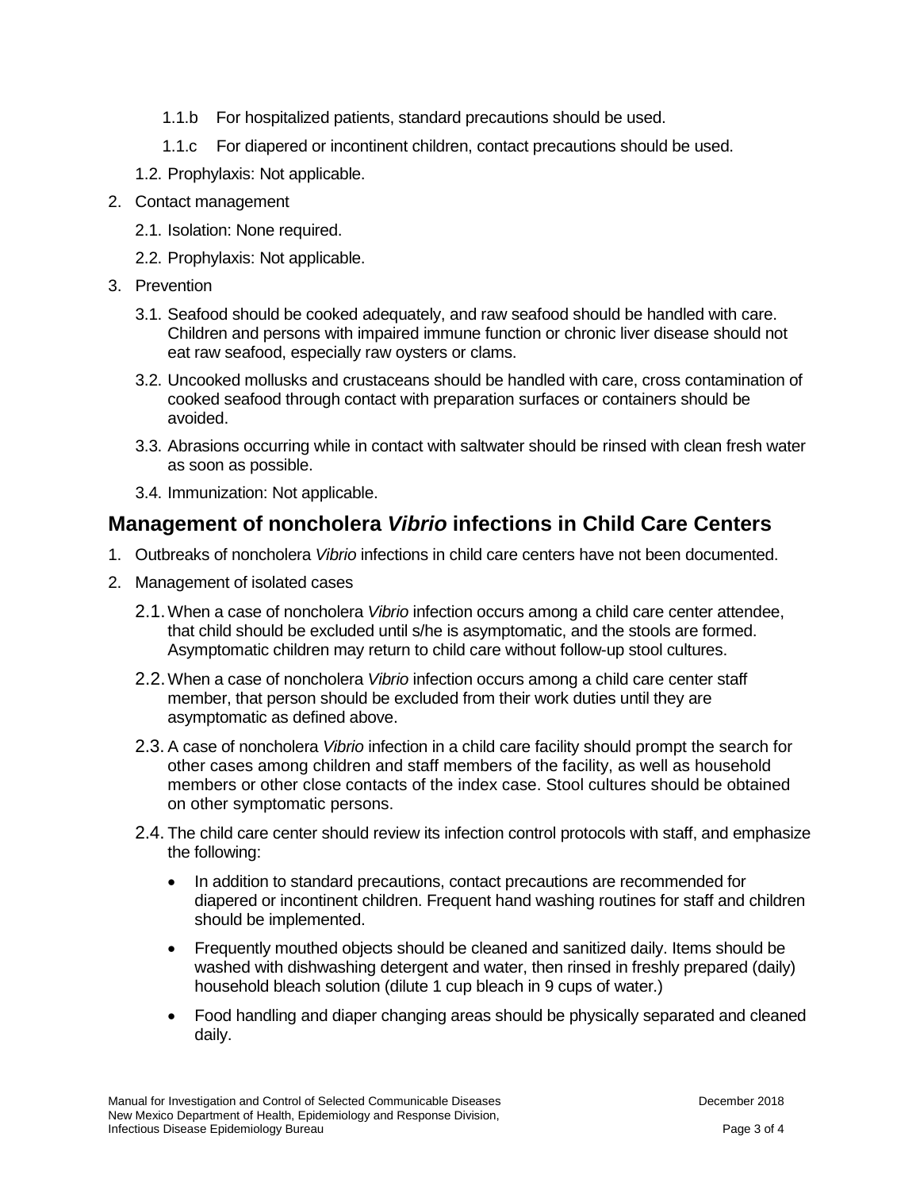1.1.b For hospitalized patients, standard precautions should be used.

1.1.c For diapered or incontinent children, contact precautions should be used.

1.2. Prophylaxis: Not applicable.

2. Contact management

   2.1. Isolation: None required.

   2.2. Prophylaxis: Not applicable.

3. Prevention

   3.1. Seafood should be cooked adequately, and raw seafood should be handled with care. Children and persons with impaired immune function or chronic liver disease should not eat raw seafood, especially raw oysters or clams.

   3.2. Uncooked mollusks and crustaceans should be handled with care, cross contamination of cooked seafood through contact with preparation surfaces or containers should be avoided.

   3.3. Abrasions occurring while in contact with saltwater should be rinsed with clean fresh water as soon as possible.

   3.4. Immunization: Not applicable.

## Management of noncholera *Vibrio* infections in Child Care Centers

1. Outbreaks of noncholera *Vibrio* infections in child care centers have not been documented.

2. Management of isolated cases

   2.1. When a case of noncholera *Vibrio* infection occurs among a child care center attendee, that child should be excluded until s/he is asymptomatic, and the stools are formed. Asymptomatic children may return to child care without follow-up stool cultures.

   2.2. When a case of noncholera *Vibrio* infection occurs among a child care center staff member, that person should be excluded from their work duties until they are asymptomatic as defined above.

   2.3. A case of noncholera *Vibrio* infection in a child care facility should prompt the search for other cases among children and staff members of the facility, as well as household members or other close contacts of the index case. Stool cultures should be obtained on other symptomatic persons.

   2.4. The child care center should review its infection control protocols with staff, and emphasize the following:

   - In addition to standard precautions, contact precautions are recommended for diapered or incontinent children. Frequent hand washing routines for staff and children should be implemented.
   - Frequently mouthed objects should be cleaned and sanitized daily. Items should be washed with dishwashing detergent and water, then rinsed in freshly prepared (daily) household bleach solution (dilute 1 cup bleach in 9 cups of water.)
   - Food handling and diaper changing areas should be physically separated and cleaned daily.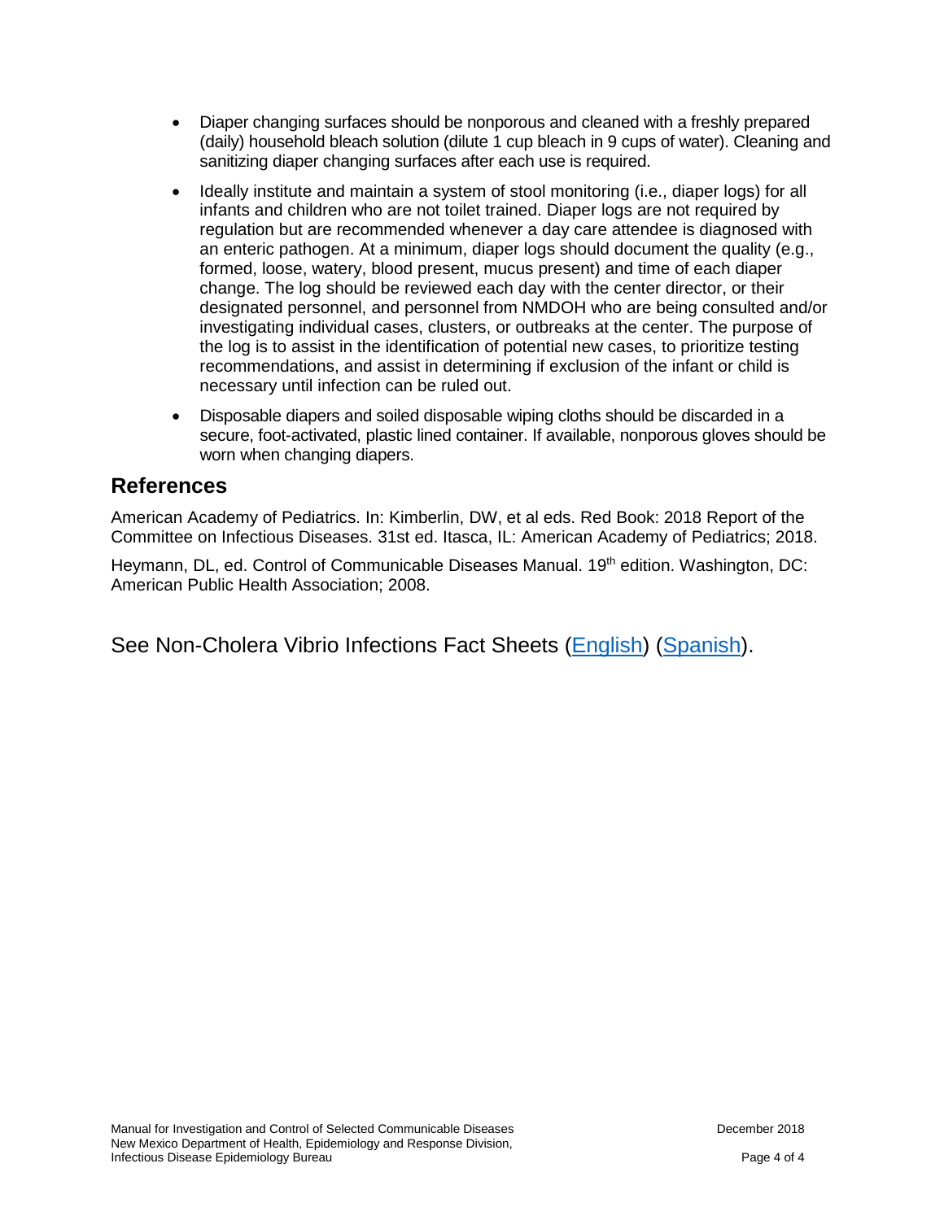- Diaper changing surfaces should be nonporous and cleaned with a freshly prepared (daily) household bleach solution (dilute 1 cup bleach in 9 cups of water). Cleaning and sanitizing diaper changing surfaces after each use is required.
- Ideally institute and maintain a system of stool monitoring (i.e., diaper logs) for all infants and children who are not toilet trained. Diaper logs are not required by regulation but are recommended whenever a day care attendee is diagnosed with an enteric pathogen. At a minimum, diaper logs should document the quality (e.g., formed, loose, watery, blood present, mucus present) and time of each diaper change. The log should be reviewed each day with the center director, or their designated personnel, and personnel from NMDOH who are being consulted and/or investigating individual cases, clusters, or outbreaks at the center. The purpose of the log is to assist in the identification of potential new cases, to prioritize testing recommendations, and assist in determining if exclusion of the infant or child is necessary until infection can be ruled out.
- Disposable diapers and soiled disposable wiping cloths should be discarded in a secure, foot-activated, plastic lined container. If available, nonporous gloves should be worn when changing diapers.

## References

American Academy of Pediatrics. In: Kimberlin, DW, et al eds. Red Book: 2018 Report of the Committee on Infectious Diseases. 31st ed. Itasca, IL: American Academy of Pediatrics; 2018.

Heymann, DL, ed. Control of Communicable Diseases Manual. 19th edition. Washington, DC: American Public Health Association; 2008.

See Non-Cholera Vibrio Infections Fact Sheets (English) (Spanish).